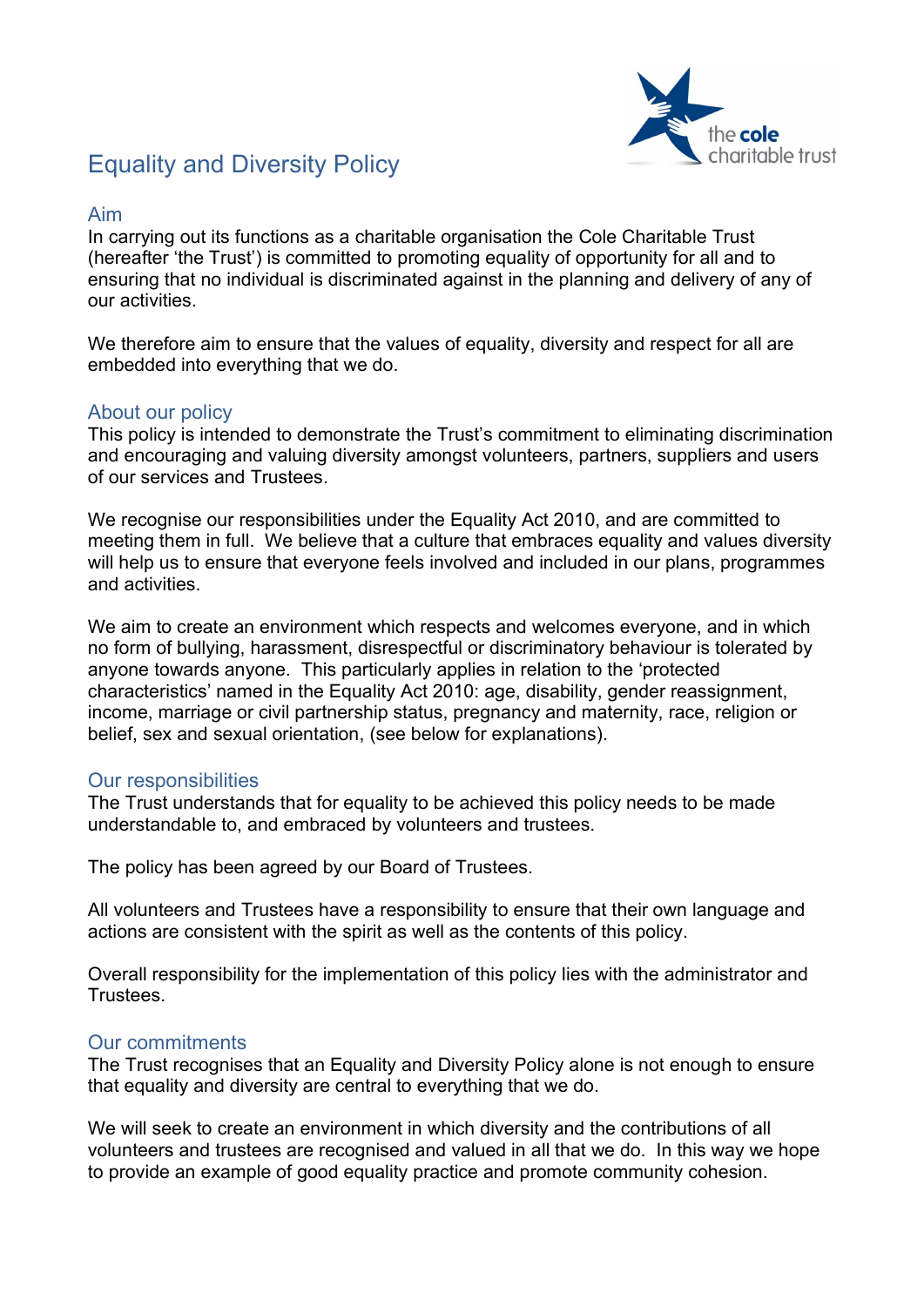# Equality and Diversity Policy

## Aim

In carrying out its functions as a charitable organisation the Cole Charitable Trust (hereafter 'the Trust') is committed to promoting equality of opportunity for all and to ensuring that no individual is discriminated against in the planning and delivery of any of our activities.

We therefore aim to ensure that the values of equality, diversity and respect for all are embedded into everything that we do.

## About our policy

This policy is intended to demonstrate the Trust's commitment to eliminating discrimination and encouraging and valuing diversity amongst volunteers, partners, suppliers and users of our services and Trustees.

We recognise our responsibilities under the Equality Act 2010, and are committed to meeting them in full. We believe that a culture that embraces equality and values diversity will help us to ensure that everyone feels involved and included in our plans, programmes and activities.

We aim to create an environment which respects and welcomes everyone, and in which no form of bullying, harassment, disrespectful or discriminatory behaviour is tolerated by anyone towards anyone. This particularly applies in relation to the 'protected characteristics' named in the Equality Act 2010: age, disability, gender reassignment, income, marriage or civil partnership status, pregnancy and maternity, race, religion or belief, sex and sexual orientation, (see below for explanations).

## Our responsibilities

The Trust understands that for equality to be achieved this policy needs to be made understandable to, and embraced by volunteers and trustees.

The policy has been agreed by our Board of Trustees.

All volunteers and Trustees have a responsibility to ensure that their own language and actions are consistent with the spirit as well as the contents of this policy.

Overall responsibility for the implementation of this policy lies with the administrator and Trustees.

## Our commitments

The Trust recognises that an Equality and Diversity Policy alone is not enough to ensure that equality and diversity are central to everything that we do.

We will seek to create an environment in which diversity and the contributions of all volunteers and trustees are recognised and valued in all that we do. In this way we hope to provide an example of good equality practice and promote community cohesion.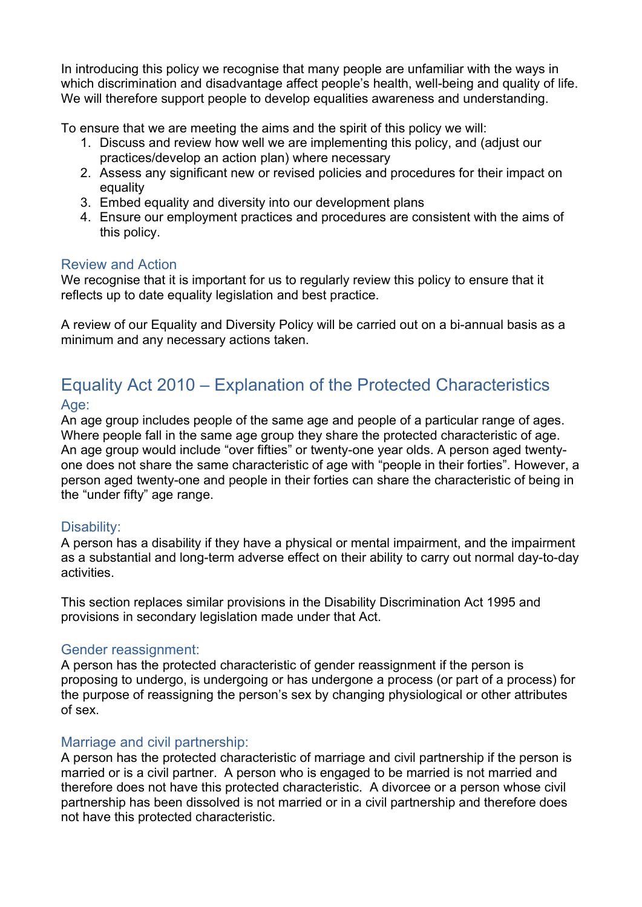In introducing this policy we recognise that many people are unfamiliar with the ways in which discrimination and disadvantage affect people's health, well-being and quality of life. We will therefore support people to develop equalities awareness and understanding.

To ensure that we are meeting the aims and the spirit of this policy we will:

1. Discuss and review how well we are implementing this policy, and (adjust our practices/develop an action plan) where necessary
2. Assess any significant new or revised policies and procedures for their impact on equality
3. Embed equality and diversity into our development plans
4. Ensure our employment practices and procedures are consistent with the aims of this policy.

### Review and Action

We recognise that it is important for us to regularly review this policy to ensure that it reflects up to date equality legislation and best practice.

A review of our Equality and Diversity Policy will be carried out on a bi-annual basis as a minimum and any necessary actions taken.

## Equality Act 2010 – Explanation of the Protected Characteristics

### Age:

An age group includes people of the same age and people of a particular range of ages. Where people fall in the same age group they share the protected characteristic of age. An age group would include "over fifties" or twenty-one year olds. A person aged twenty-one does not share the same characteristic of age with "people in their forties". However, a person aged twenty-one and people in their forties can share the characteristic of being in the "under fifty" age range.

### Disability:

A person has a disability if they have a physical or mental impairment, and the impairment as a substantial and long-term adverse effect on their ability to carry out normal day-to-day activities.

This section replaces similar provisions in the Disability Discrimination Act 1995 and provisions in secondary legislation made under that Act.

### Gender reassignment:

A person has the protected characteristic of gender reassignment if the person is proposing to undergo, is undergoing or has undergone a process (or part of a process) for the purpose of reassigning the person's sex by changing physiological or other attributes of sex.

### Marriage and civil partnership:

A person has the protected characteristic of marriage and civil partnership if the person is married or is a civil partner. A person who is engaged to be married is not married and therefore does not have this protected characteristic. A divorcee or a person whose civil partnership has been dissolved is not married or in a civil partnership and therefore does not have this protected characteristic.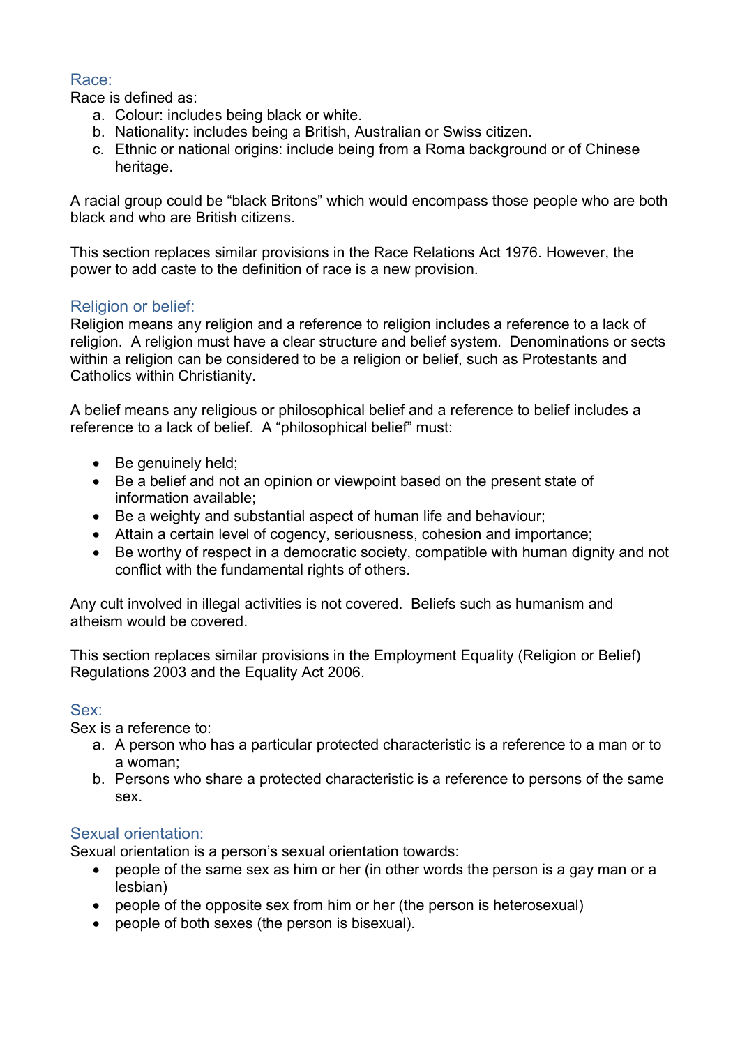## Race:

Race is defined as:

a. Colour: includes being black or white.
b. Nationality: includes being a British, Australian or Swiss citizen.
c. Ethnic or national origins: include being from a Roma background or of Chinese heritage.

A racial group could be "black Britons" which would encompass those people who are both black and who are British citizens.

This section replaces similar provisions in the Race Relations Act 1976. However, the power to add caste to the definition of race is a new provision.

## Religion or belief:

Religion means any religion and a reference to religion includes a reference to a lack of religion. A religion must have a clear structure and belief system. Denominations or sects within a religion can be considered to be a religion or belief, such as Protestants and Catholics within Christianity.

A belief means any religious or philosophical belief and a reference to belief includes a reference to a lack of belief. A "philosophical belief" must:

- Be genuinely held;
- Be a belief and not an opinion or viewpoint based on the present state of information available;
- Be a weighty and substantial aspect of human life and behaviour;
- Attain a certain level of cogency, seriousness, cohesion and importance;
- Be worthy of respect in a democratic society, compatible with human dignity and not conflict with the fundamental rights of others.

Any cult involved in illegal activities is not covered. Beliefs such as humanism and atheism would be covered.

This section replaces similar provisions in the Employment Equality (Religion or Belief) Regulations 2003 and the Equality Act 2006.

## Sex:

Sex is a reference to:

a. A person who has a particular protected characteristic is a reference to a man or to a woman;
b. Persons who share a protected characteristic is a reference to persons of the same sex.

## Sexual orientation:

Sexual orientation is a person's sexual orientation towards:

- people of the same sex as him or her (in other words the person is a gay man or a lesbian)
- people of the opposite sex from him or her (the person is heterosexual)
- people of both sexes (the person is bisexual).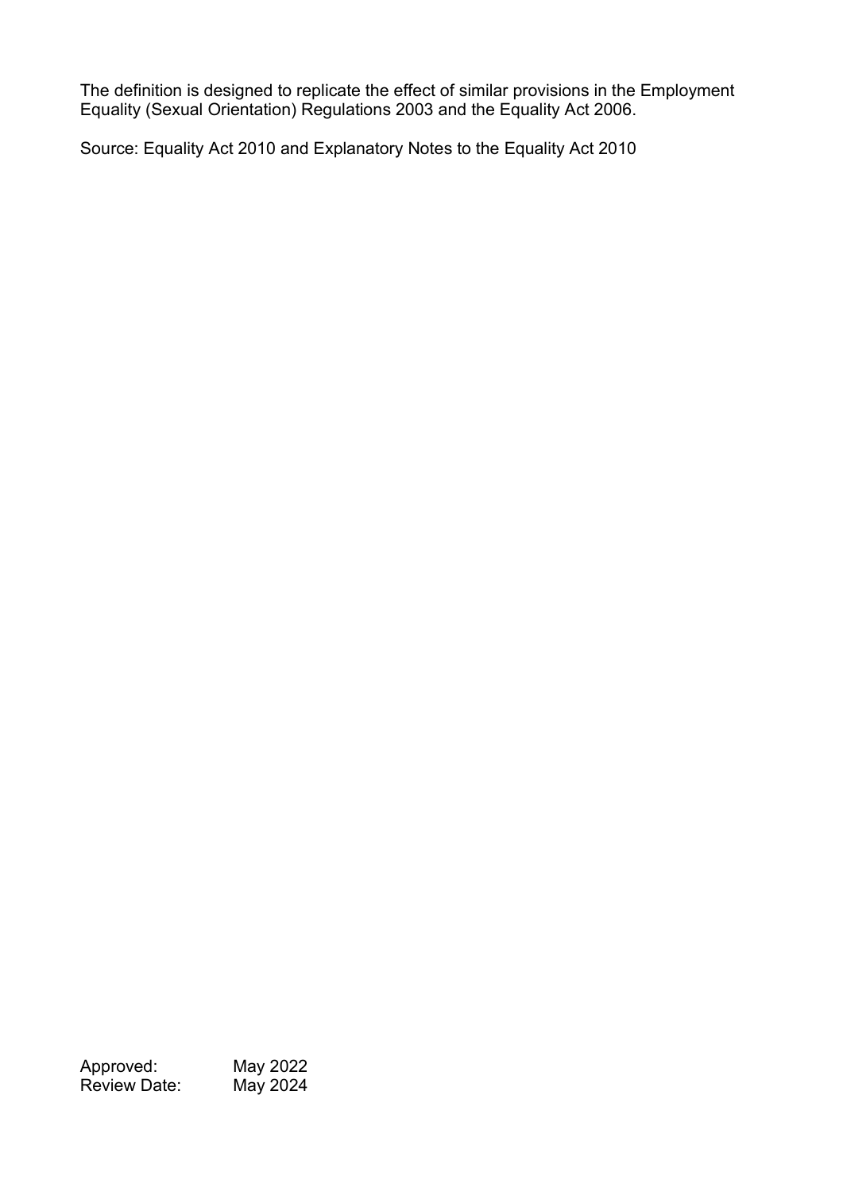The definition is designed to replicate the effect of similar provisions in the Employment Equality (Sexual Orientation) Regulations 2003 and the Equality Act 2006.

Source: Equality Act 2010 and Explanatory Notes to the Equality Act 2010

Approved: May 2022
Review Date: May 2024